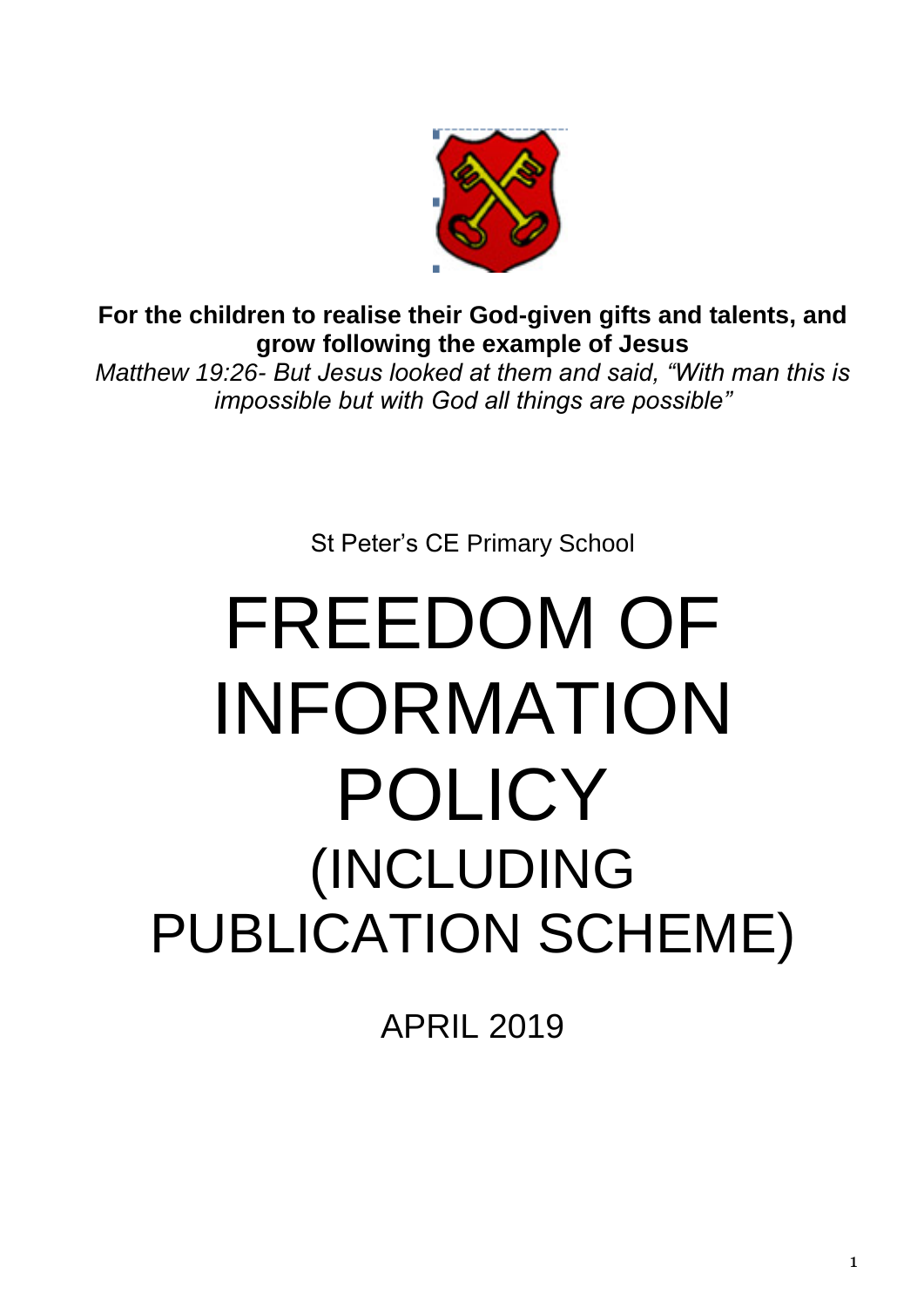**For the children to realise their God-given gifts and talents, and grow following the example of Jesus**

*Matthew 19:26- But Jesus looked at them and said, "With man this is impossible but with God all things are possible"*

St Peter's CE Primary School

# FREEDOM OF INFORMATION POLICY

## (INCLUDING PUBLICATION SCHEME)

APRIL 2019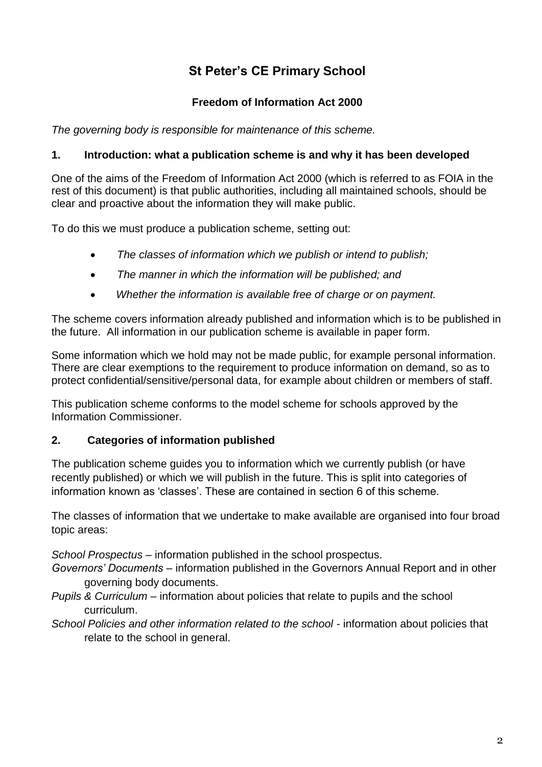# St Peter's CE Primary School

## Freedom of Information Act 2000

*The governing body is responsible for maintenance of this scheme.*

### 1. Introduction: what a publication scheme is and why it has been developed

One of the aims of the Freedom of Information Act 2000 (which is referred to as FOIA in the rest of this document) is that public authorities, including all maintained schools, should be clear and proactive about the information they will make public.

To do this we must produce a publication scheme, setting out:

- *The classes of information which we publish or intend to publish;*
- *The manner in which the information will be published; and*
- *Whether the information is available free of charge or on payment.*

The scheme covers information already published and information which is to be published in the future. All information in our publication scheme is available in paper form.

Some information which we hold may not be made public, for example personal information. There are clear exemptions to the requirement to produce information on demand, so as to protect confidential/sensitive/personal data, for example about children or members of staff.

This publication scheme conforms to the model scheme for schools approved by the Information Commissioner.

### 2. Categories of information published

The publication scheme guides you to information which we currently publish (or have recently published) or which we will publish in the future. This is split into categories of information known as 'classes'. These are contained in section 6 of this scheme.

The classes of information that we undertake to make available are organised into four broad topic areas:

*School Prospectus* – information published in the school prospectus.

*Governors' Documents* – information published in the Governors Annual Report and in other governing body documents.

*Pupils & Curriculum* – information about policies that relate to pupils and the school curriculum.

*School Policies and other information related to the school* - information about policies that relate to the school in general.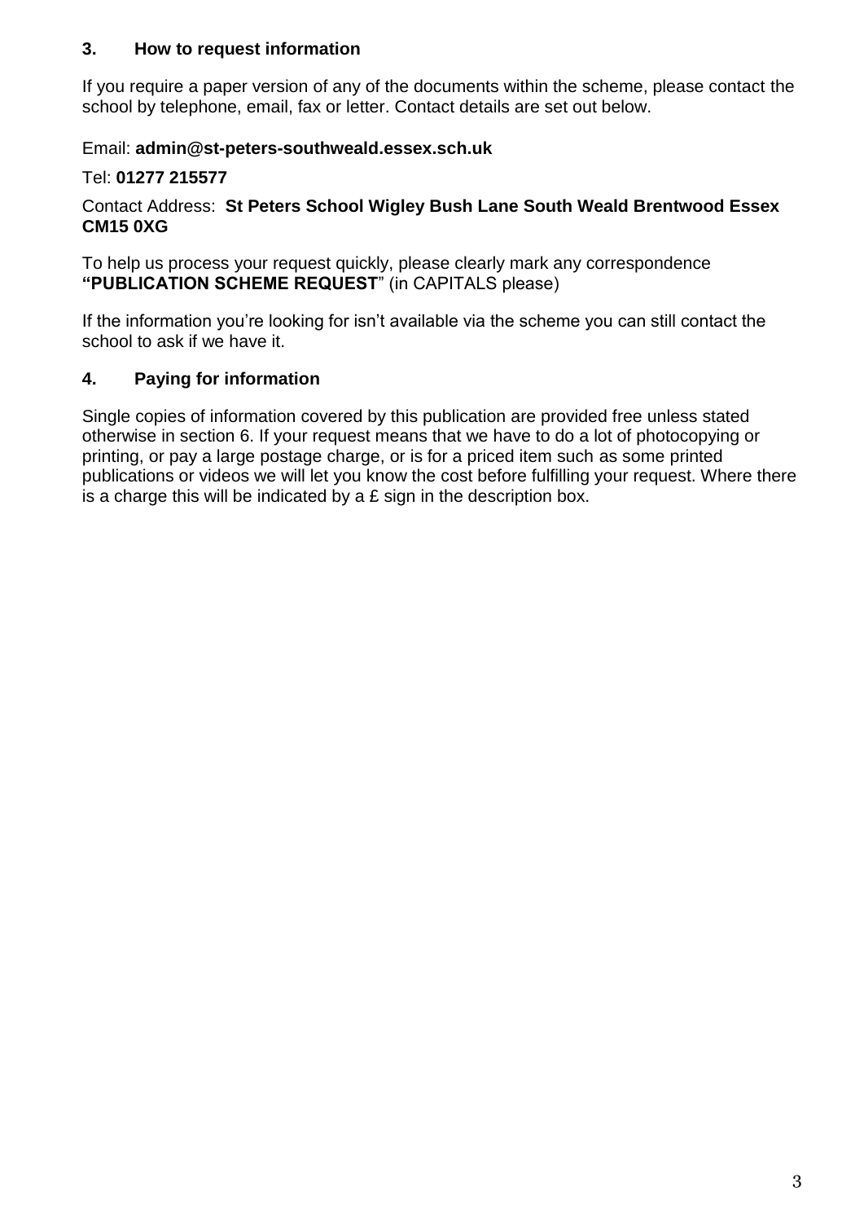## 3. How to request information

If you require a paper version of any of the documents within the scheme, please contact the school by telephone, email, fax or letter. Contact details are set out below.

Email: **admin@st-peters-southweald.essex.sch.uk**

Tel: **01277 215577**

Contact Address: **St Peters School Wigley Bush Lane South Weald Brentwood Essex CM15 0XG**

To help us process your request quickly, please clearly mark any correspondence **"PUBLICATION SCHEME REQUEST**" (in CAPITALS please)

If the information you're looking for isn't available via the scheme you can still contact the school to ask if we have it.

## 4. Paying for information

Single copies of information covered by this publication are provided free unless stated otherwise in section 6. If your request means that we have to do a lot of photocopying or printing, or pay a large postage charge, or is for a priced item such as some printed publications or videos we will let you know the cost before fulfilling your request. Where there is a charge this will be indicated by a £ sign in the description box.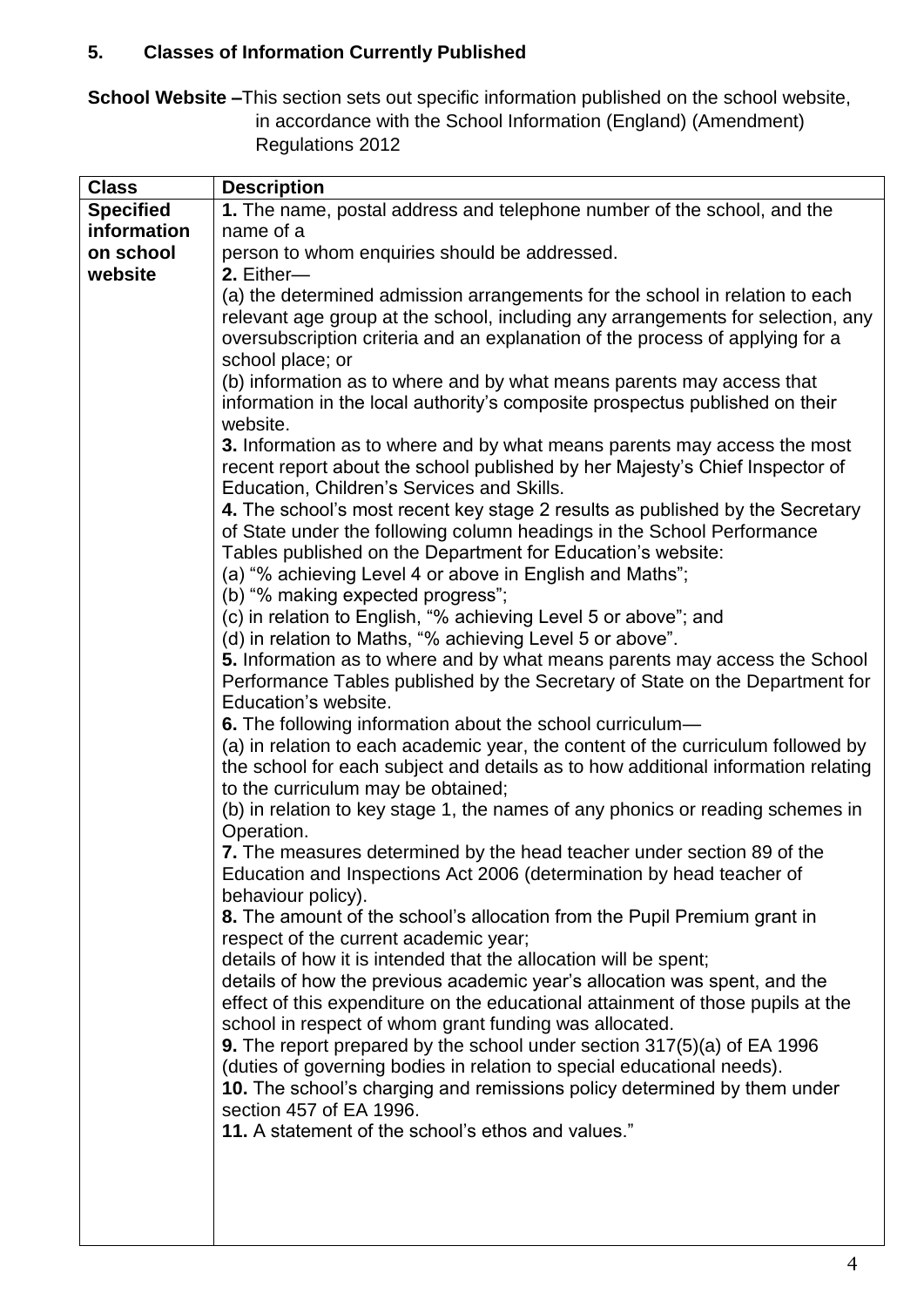## 5. Classes of Information Currently Published

**School Website –**This section sets out specific information published on the school website, in accordance with the School Information (England) (Amendment) Regulations 2012

| Class | Description |
|---|---|
| **Specified information on school website** | **1.** The name, postal address and telephone number of the school, and the name of a person to whom enquiries should be addressed.<br>**2.** Either—<br>(a) the determined admission arrangements for the school in relation to each relevant age group at the school, including any arrangements for selection, any oversubscription criteria and an explanation of the process of applying for a school place; or<br>(b) information as to where and by what means parents may access that information in the local authority's composite prospectus published on their website.<br>**3.** Information as to where and by what means parents may access the most recent report about the school published by her Majesty's Chief Inspector of Education, Children's Services and Skills.<br>**4.** The school's most recent key stage 2 results as published by the Secretary of State under the following column headings in the School Performance Tables published on the Department for Education's website:<br>(a) "% achieving Level 4 or above in English and Maths";<br>(b) "% making expected progress";<br>(c) in relation to English, "% achieving Level 5 or above"; and<br>(d) in relation to Maths, "% achieving Level 5 or above".<br>**5.** Information as to where and by what means parents may access the School Performance Tables published by the Secretary of State on the Department for Education's website.<br>**6.** The following information about the school curriculum—<br>(a) in relation to each academic year, the content of the curriculum followed by the school for each subject and details as to how additional information relating to the curriculum may be obtained;<br>(b) in relation to key stage 1, the names of any phonics or reading schemes in Operation.<br>**7.** The measures determined by the head teacher under section 89 of the Education and Inspections Act 2006 (determination by head teacher of behaviour policy).<br>**8.** The amount of the school's allocation from the Pupil Premium grant in respect of the current academic year;<br>details of how it is intended that the allocation will be spent;<br>details of how the previous academic year's allocation was spent, and the effect of this expenditure on the educational attainment of those pupils at the school in respect of whom grant funding was allocated.<br>**9.** The report prepared by the school under section 317(5)(a) of EA 1996 (duties of governing bodies in relation to special educational needs).<br>**10.** The school's charging and remissions policy determined by them under section 457 of EA 1996.<br>**11.** A statement of the school's ethos and values." |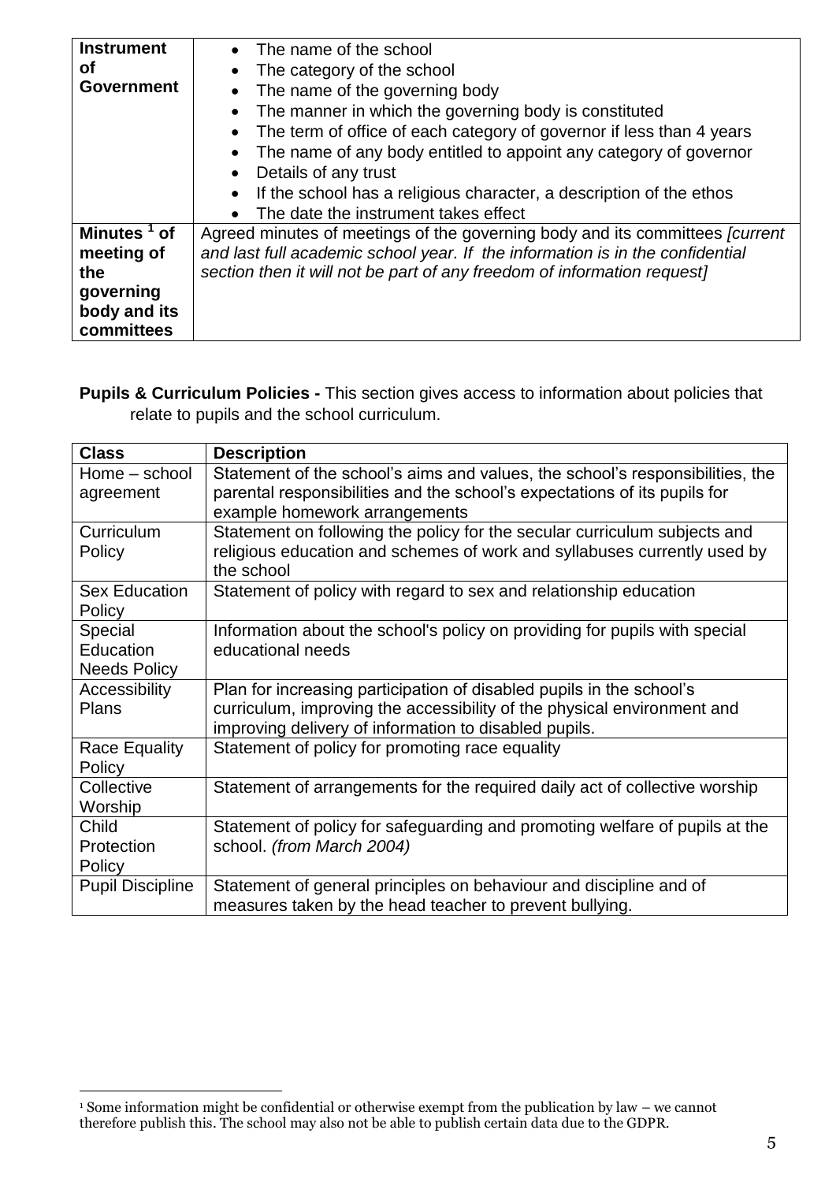| **Instrument of Government** | • The name of the school<br>• The category of the school<br>• The name of the governing body<br>• The manner in which the governing body is constituted<br>• The term of office of each category of governor if less than 4 years<br>• The name of any body entitled to appoint any category of governor<br>• Details of any trust<br>• If the school has a religious character, a description of the ethos<br>• The date the instrument takes effect |
|---|---|
| **Minutes [1] of meeting of the governing body and its committees** | Agreed minutes of meetings of the governing body and its committees *[current and last full academic school year. If the information is in the confidential section then it will not be part of any freedom of information request]* |

**Pupils & Curriculum Policies -** This section gives access to information about policies that relate to pupils and the school curriculum.

| **Class** | **Description** |
|---|---|
| Home – school agreement | Statement of the school's aims and values, the school's responsibilities, the parental responsibilities and the school's expectations of its pupils for example homework arrangements |
| Curriculum Policy | Statement on following the policy for the secular curriculum subjects and religious education and schemes of work and syllabuses currently used by the school |
| Sex Education Policy | Statement of policy with regard to sex and relationship education |
| Special Education Needs Policy | Information about the school's policy on providing for pupils with special educational needs |
| Accessibility Plans | Plan for increasing participation of disabled pupils in the school's curriculum, improving the accessibility of the physical environment and improving delivery of information to disabled pupils. |
| Race Equality Policy | Statement of policy for promoting race equality |
| Collective Worship | Statement of arrangements for the required daily act of collective worship |
| Child Protection Policy | Statement of policy for safeguarding and promoting welfare of pupils at the school. *(from March 2004)* |
| Pupil Discipline | Statement of general principles on behaviour and discipline and of measures taken by the head teacher to prevent bullying. |

[1] Some information might be confidential or otherwise exempt from the publication by law – we cannot therefore publish this. The school may also not be able to publish certain data due to the GDPR.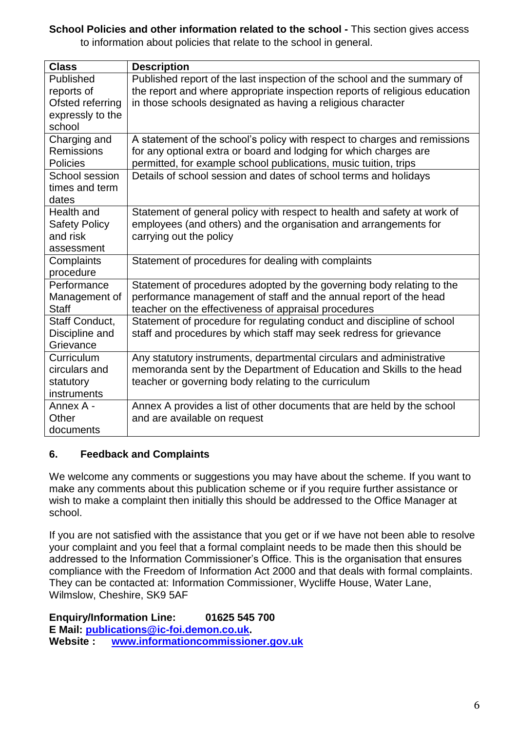**School Policies and other information related to the school -** This section gives access to information about policies that relate to the school in general.

| Class | Description |
| --- | --- |
| Published reports of Ofsted referring expressly to the school | Published report of the last inspection of the school and the summary of the report and where appropriate inspection reports of religious education in those schools designated as having a religious character |
| Charging and Remissions Policies | A statement of the school's policy with respect to charges and remissions for any optional extra or board and lodging for which charges are permitted, for example school publications, music tuition, trips |
| School session times and term dates | Details of school session and dates of school terms and holidays |
| Health and Safety Policy and risk assessment | Statement of general policy with respect to health and safety at work of employees (and others) and the organisation and arrangements for carrying out the policy |
| Complaints procedure | Statement of procedures for dealing with complaints |
| Performance Management of Staff | Statement of procedures adopted by the governing body relating to the performance management of staff and the annual report of the head teacher on the effectiveness of appraisal procedures |
| Staff Conduct, Discipline and Grievance | Statement of procedure for regulating conduct and discipline of school staff and procedures by which staff may seek redress for grievance |
| Curriculum circulars and statutory instruments | Any statutory instruments, departmental circulars and administrative memoranda sent by the Department of Education and Skills to the head teacher or governing body relating to the curriculum |
| Annex A - Other documents | Annex A provides a list of other documents that are held by the school and are available on request |

## 6. Feedback and Complaints

We welcome any comments or suggestions you may have about the scheme. If you want to make any comments about this publication scheme or if you require further assistance or wish to make a complaint then initially this should be addressed to the Office Manager at school.

If you are not satisfied with the assistance that you get or if we have not been able to resolve your complaint and you feel that a formal complaint needs to be made then this should be addressed to the Information Commissioner's Office. This is the organisation that ensures compliance with the Freedom of Information Act 2000 and that deals with formal complaints. They can be contacted at: Information Commissioner, Wycliffe House, Water Lane, Wilmslow, Cheshire, SK9 5AF

**Enquiry/Information Line: 01625 545 700**
**E Mail: publications@ic-foi.demon.co.uk.**
**Website : www.informationcommissioner.gov.uk**